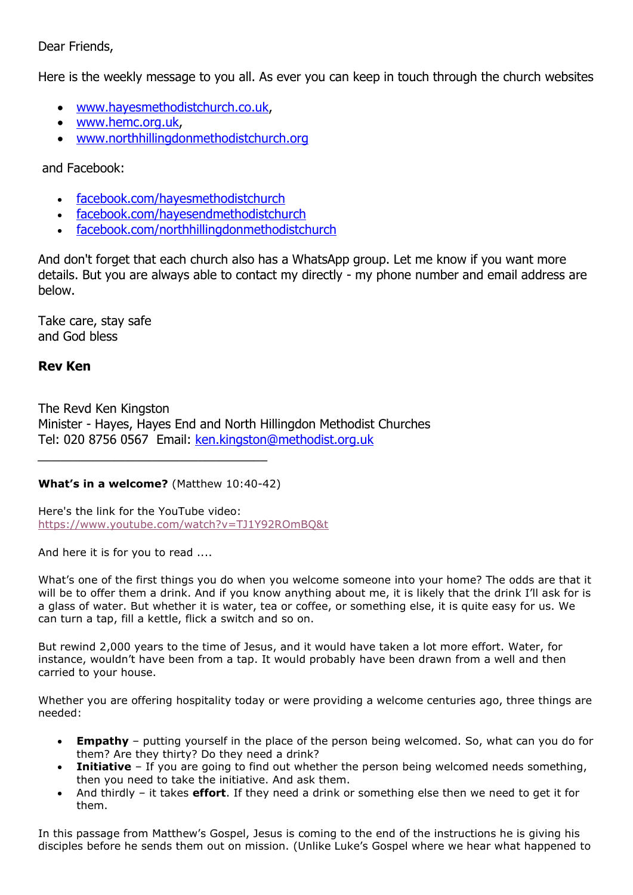Dear Friends,

Here is the weekly message to you all. As ever you can keep in touch through the church websites

- www.hayesmethodistchurch.co.uk,
- www.hemc.org.uk,
- www.northhillingdonmethodistchurch.org

and Facebook:

- facebook.com/hayesmethodistchurch
- facebook.com/hayesendmethodistchurch
- facebook.com/northhillingdonmethodistchurch

And don't forget that each church also has a WhatsApp group. Let me know if you want more details. But you are always able to contact my directly - my phone number and email address are below.

Take care, stay safe
and God bless

**Rev Ken**

The Revd Ken Kingston
Minister - Hayes, Hayes End and North Hillingdon Methodist Churches
Tel: 020 8756 0567 Email: ken.kingston@methodist.org.uk

---

**What's in a welcome?** (Matthew 10:40-42)

Here's the link for the YouTube video:
https://www.youtube.com/watch?v=TJ1Y92ROmBQ&t

And here it is for you to read ....

What's one of the first things you do when you welcome someone into your home? The odds are that it will be to offer them a drink. And if you know anything about me, it is likely that the drink I'll ask for is a glass of water. But whether it is water, tea or coffee, or something else, it is quite easy for us. We can turn a tap, fill a kettle, flick a switch and so on.

But rewind 2,000 years to the time of Jesus, and it would have taken a lot more effort. Water, for instance, wouldn't have been from a tap. It would probably have been drawn from a well and then carried to your house.

Whether you are offering hospitality today or were providing a welcome centuries ago, three things are needed:

- **Empathy** – putting yourself in the place of the person being welcomed. So, what can you do for them? Are they thirty? Do they need a drink?
- **Initiative** – If you are going to find out whether the person being welcomed needs something, then you need to take the initiative. And ask them.
- And thirdly – it takes **effort**. If they need a drink or something else then we need to get it for them.

In this passage from Matthew's Gospel, Jesus is coming to the end of the instructions he is giving his disciples before he sends them out on mission. (Unlike Luke's Gospel where we hear what happened to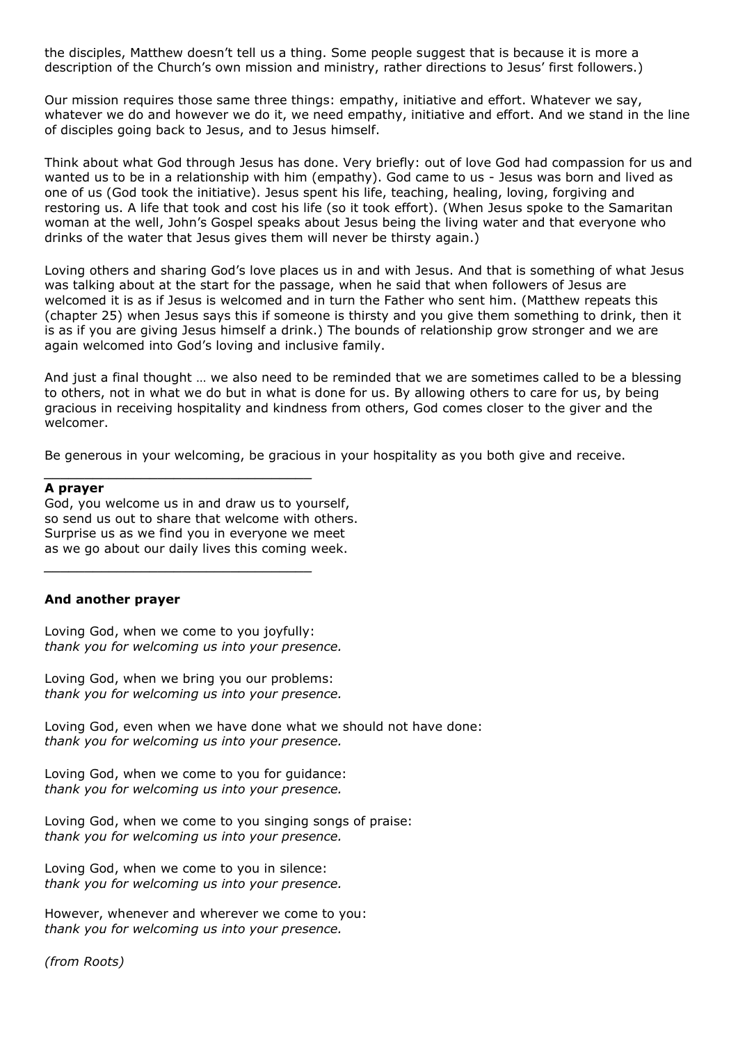the disciples, Matthew doesn't tell us a thing. Some people suggest that is because it is more a description of the Church's own mission and ministry, rather directions to Jesus' first followers.)

Our mission requires those same three things: empathy, initiative and effort. Whatever we say, whatever we do and however we do it, we need empathy, initiative and effort. And we stand in the line of disciples going back to Jesus, and to Jesus himself.

Think about what God through Jesus has done. Very briefly: out of love God had compassion for us and wanted us to be in a relationship with him (empathy). God came to us - Jesus was born and lived as one of us (God took the initiative). Jesus spent his life, teaching, healing, loving, forgiving and restoring us. A life that took and cost his life (so it took effort). (When Jesus spoke to the Samaritan woman at the well, John's Gospel speaks about Jesus being the living water and that everyone who drinks of the water that Jesus gives them will never be thirsty again.)

Loving others and sharing God's love places us in and with Jesus. And that is something of what Jesus was talking about at the start for the passage, when he said that when followers of Jesus are welcomed it is as if Jesus is welcomed and in turn the Father who sent him. (Matthew repeats this (chapter 25) when Jesus says this if someone is thirsty and you give them something to drink, then it is as if you are giving Jesus himself a drink.) The bounds of relationship grow stronger and we are again welcomed into God's loving and inclusive family.

And just a final thought … we also need to be reminded that we are sometimes called to be a blessing to others, not in what we do but in what is done for us. By allowing others to care for us, by being gracious in receiving hospitality and kindness from others, God comes closer to the giver and the welcomer.

Be generous in your welcoming, be gracious in your hospitality as you both give and receive.

---

**A prayer**
God, you welcome us in and draw us to yourself,
so send us out to share that welcome with others.
Surprise us as we find you in everyone we meet
as we go about our daily lives this coming week.

---

**And another prayer**

Loving God, when we come to you joyfully:
*thank you for welcoming us into your presence.*

Loving God, when we bring you our problems:
*thank you for welcoming us into your presence.*

Loving God, even when we have done what we should not have done:
*thank you for welcoming us into your presence.*

Loving God, when we come to you for guidance:
*thank you for welcoming us into your presence.*

Loving God, when we come to you singing songs of praise:
*thank you for welcoming us into your presence.*

Loving God, when we come to you in silence:
*thank you for welcoming us into your presence.*

However, whenever and wherever we come to you:
*thank you for welcoming us into your presence.*

*(from Roots)*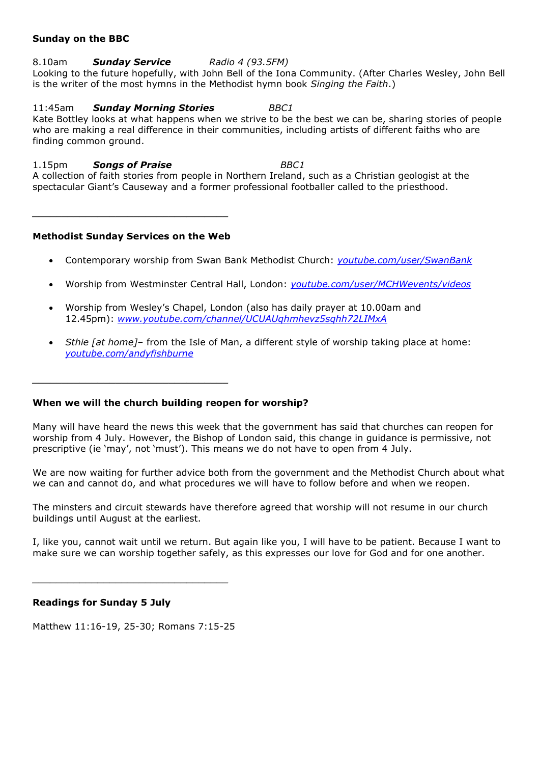**Sunday on the BBC**

8.10am ***Sunday Service*** *Radio 4 (93.5FM)*
Looking to the future hopefully, with John Bell of the Iona Community. (After Charles Wesley, John Bell is the writer of the most hymns in the Methodist hymn book *Singing the Faith*.)

11:45am ***Sunday Morning Stories*** *BBC1*
Kate Bottley looks at what happens when we strive to be the best we can be, sharing stories of people who are making a real difference in their communities, including artists of different faiths who are finding common ground.

1.15pm ***Songs of Praise*** *BBC1*
A collection of faith stories from people in Northern Ireland, such as a Christian geologist at the spectacular Giant's Causeway and a former professional footballer called to the priesthood.

---

**Methodist Sunday Services on the Web**

- Contemporary worship from Swan Bank Methodist Church: *youtube.com/user/SwanBank*
- Worship from Westminster Central Hall, London: *youtube.com/user/MCHWevents/videos*
- Worship from Wesley's Chapel, London (also has daily prayer at 10.00am and 12.45pm): *www.youtube.com/channel/UCUAUqhmhevz5sqhh72LIMxA*
- *Sthie [at home]*– from the Isle of Man, a different style of worship taking place at home: *youtube.com/andyfishburne*

---

**When we will the church building reopen for worship?**

Many will have heard the news this week that the government has said that churches can reopen for worship from 4 July. However, the Bishop of London said, this change in guidance is permissive, not prescriptive (ie 'may', not 'must'). This means we do not have to open from 4 July.

We are now waiting for further advice both from the government and the Methodist Church about what we can and cannot do, and what procedures we will have to follow before and when we reopen.

The minsters and circuit stewards have therefore agreed that worship will not resume in our church buildings until August at the earliest.

I, like you, cannot wait until we return. But again like you, I will have to be patient. Because I want to make sure we can worship together safely, as this expresses our love for God and for one another.

---

**Readings for Sunday 5 July**

Matthew 11:16-19, 25-30; Romans 7:15-25